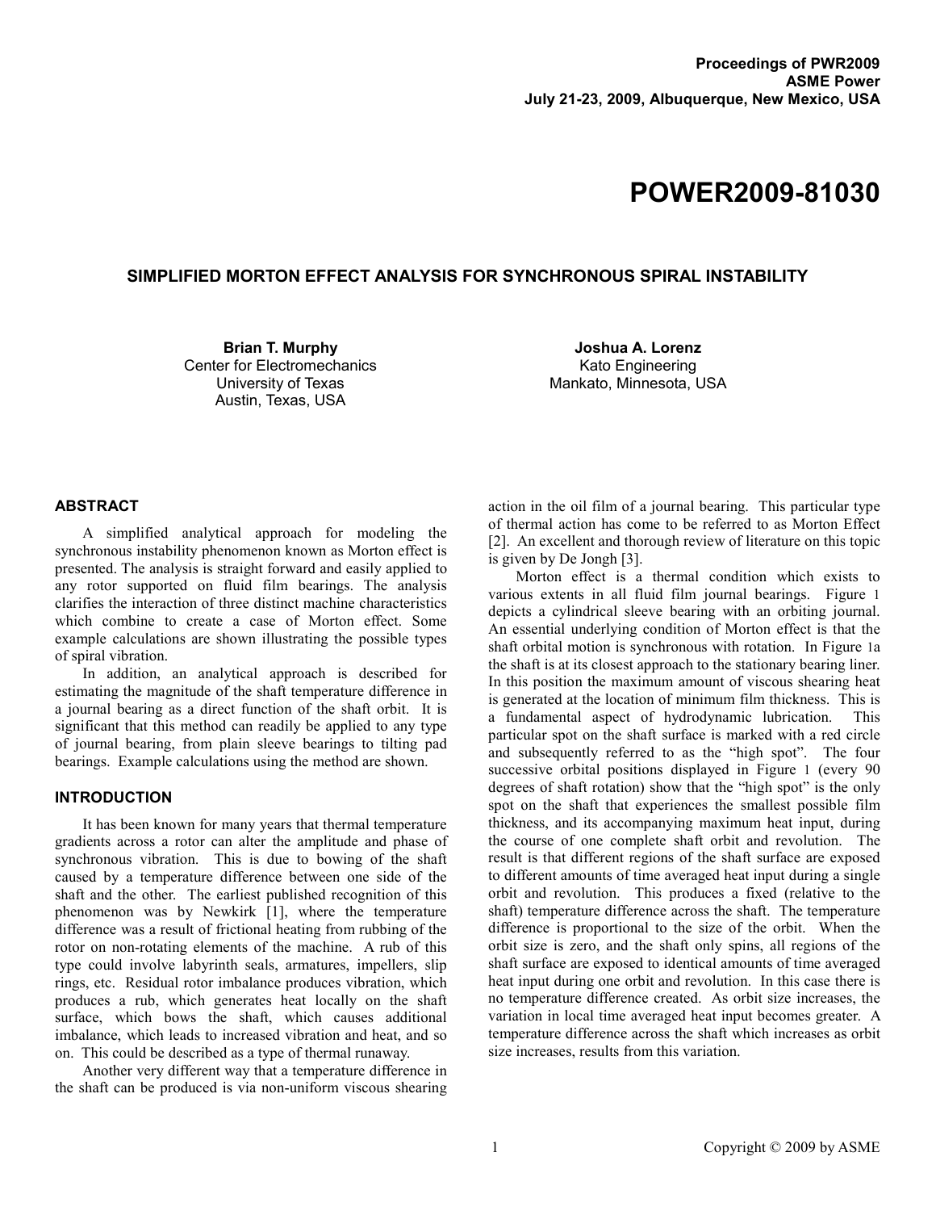**Proceedings of PWR2009**
**ASME Power**
**July 21-23, 2009, Albuquerque, New Mexico, USA**

# POWER2009-81030

## SIMPLIFIED MORTON EFFECT ANALYSIS FOR SYNCHRONOUS SPIRAL INSTABILITY

**Brian T. Murphy**
Center for Electromechanics
University of Texas
Austin, Texas, USA

**Joshua A. Lorenz**
Kato Engineering
Mankato, Minnesota, USA

### ABSTRACT

A simplified analytical approach for modeling the synchronous instability phenomenon known as Morton effect is presented. The analysis is straight forward and easily applied to any rotor supported on fluid film bearings. The analysis clarifies the interaction of three distinct machine characteristics which combine to create a case of Morton effect. Some example calculations are shown illustrating the possible types of spiral vibration.

In addition, an analytical approach is described for estimating the magnitude of the shaft temperature difference in a journal bearing as a direct function of the shaft orbit. It is significant that this method can readily be applied to any type of journal bearing, from plain sleeve bearings to tilting pad bearings. Example calculations using the method are shown.

### INTRODUCTION

It has been known for many years that thermal temperature gradients across a rotor can alter the amplitude and phase of synchronous vibration. This is due to bowing of the shaft caused by a temperature difference between one side of the shaft and the other. The earliest published recognition of this phenomenon was by Newkirk [1], where the temperature difference was a result of frictional heating from rubbing of the rotor on non-rotating elements of the machine. A rub of this type could involve labyrinth seals, armatures, impellers, slip rings, etc. Residual rotor imbalance produces vibration, which produces a rub, which generates heat locally on the shaft surface, which bows the shaft, which causes additional imbalance, which leads to increased vibration and heat, and so on. This could be described as a type of thermal runaway.

Another very different way that a temperature difference in the shaft can be produced is via non-uniform viscous shearing action in the oil film of a journal bearing. This particular type of thermal action has come to be referred to as Morton Effect [2]. An excellent and thorough review of literature on this topic is given by De Jongh [3].

Morton effect is a thermal condition which exists to various extents in all fluid film journal bearings. Figure 1 depicts a cylindrical sleeve bearing with an orbiting journal. An essential underlying condition of Morton effect is that the shaft orbital motion is synchronous with rotation. In Figure 1a the shaft is at its closest approach to the stationary bearing liner. In this position the maximum amount of viscous shearing heat is generated at the location of minimum film thickness. This is a fundamental aspect of hydrodynamic lubrication. This particular spot on the shaft surface is marked with a red circle and subsequently referred to as the "high spot". The four successive orbital positions displayed in Figure 1 (every 90 degrees of shaft rotation) show that the "high spot" is the only spot on the shaft that experiences the smallest possible film thickness, and its accompanying maximum heat input, during the course of one complete shaft orbit and revolution. The result is that different regions of the shaft surface are exposed to different amounts of time averaged heat input during a single orbit and revolution. This produces a fixed (relative to the shaft) temperature difference across the shaft. The temperature difference is proportional to the size of the orbit. When the orbit size is zero, and the shaft only spins, all regions of the shaft surface are exposed to identical amounts of time averaged heat input during one orbit and revolution. In this case there is no temperature difference created. As orbit size increases, the variation in local time averaged heat input becomes greater. A temperature difference across the shaft which increases as orbit size increases, results from this variation.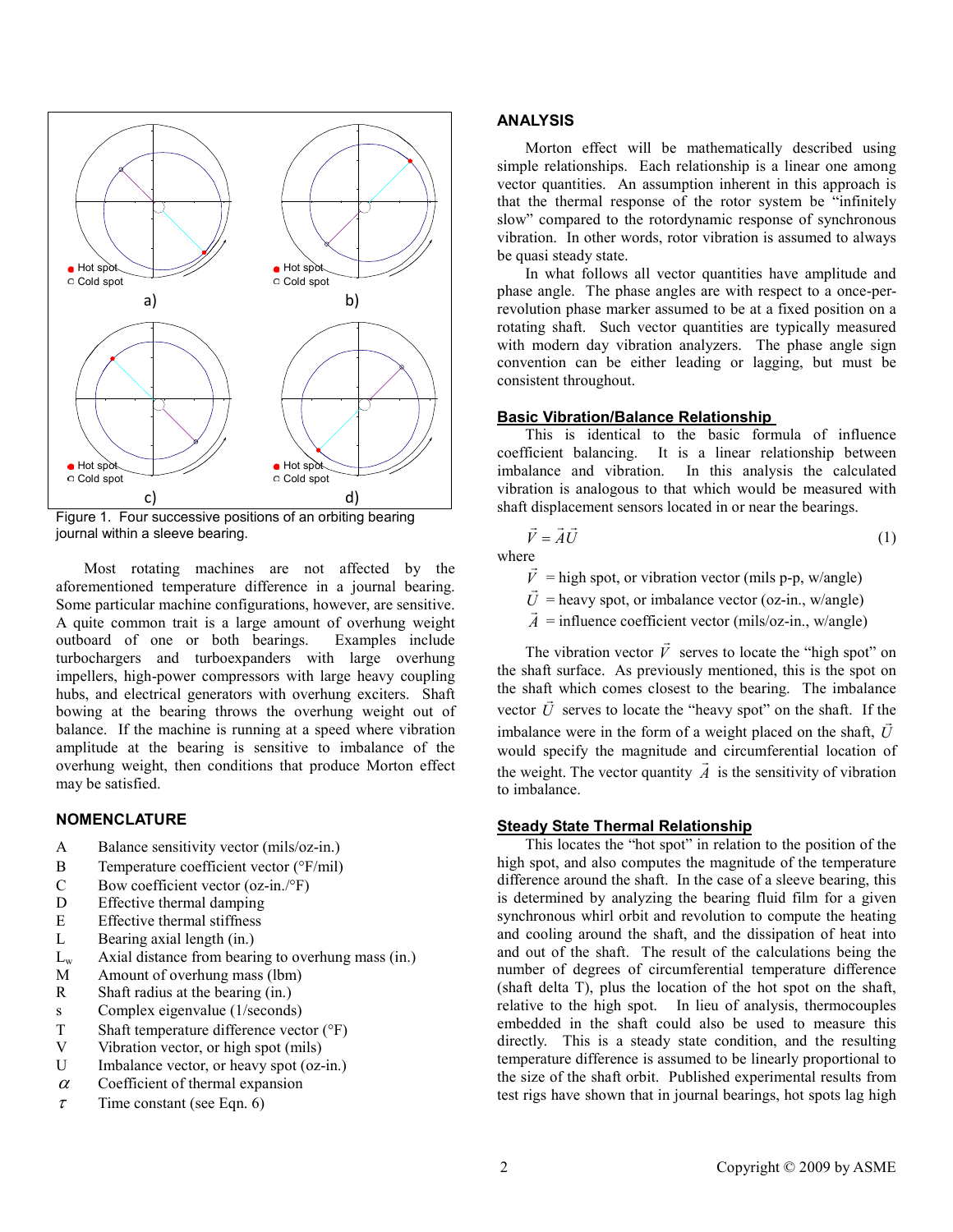Figure 1. Four successive positions of an orbiting bearing journal within a sleeve bearing.

Most rotating machines are not affected by the aforementioned temperature difference in a journal bearing. Some particular machine configurations, however, are sensitive. A quite common trait is a large amount of overhung weight outboard of one or both bearings. Examples include turbochargers and turboexpanders with large overhung impellers, high-power compressors with large heavy coupling hubs, and electrical generators with overhung exciters. Shaft bowing at the bearing throws the overhung weight out of balance. If the machine is running at a speed where vibration amplitude at the bearing is sensitive to imbalance of the overhung weight, then conditions that produce Morton effect may be satisfied.

## NOMENCLATURE

| | |
|---|---|
| A | Balance sensitivity vector (mils/oz-in.) |
| B | Temperature coefficient vector (°F/mil) |
| C | Bow coefficient vector (oz-in./°F) |
| D | Effective thermal damping |
| E | Effective thermal stiffness |
| L | Bearing axial length (in.) |
| $L_w$ | Axial distance from bearing to overhung mass (in.) |
| M | Amount of overhung mass (lbm) |
| R | Shaft radius at the bearing (in.) |
| s | Complex eigenvalue (1/seconds) |
| T | Shaft temperature difference vector (°F) |
| V | Vibration vector, or high spot (mils) |
| U | Imbalance vector, or heavy spot (oz-in.) |
| $\alpha$ | Coefficient of thermal expansion |
| $\tau$ | Time constant (see Eqn. 6) |

## ANALYSIS

Morton effect will be mathematically described using simple relationships. Each relationship is a linear one among vector quantities. An assumption inherent in this approach is that the thermal response of the rotor system be "infinitely slow" compared to the rotordynamic response of synchronous vibration. In other words, rotor vibration is assumed to always be quasi steady state.

In what follows all vector quantities have amplitude and phase angle. The phase angles are with respect to a once-per-revolution phase marker assumed to be at a fixed position on a rotating shaft. Such vector quantities are typically measured with modern day vibration analyzers. The phase angle sign convention can be either leading or lagging, but must be consistent throughout.

### Basic Vibration/Balance Relationship

This is identical to the basic formula of influence coefficient balancing. It is a linear relationship between imbalance and vibration. In this analysis the calculated vibration is analogous to that which would be measured with shaft displacement sensors located in or near the bearings.

$$\vec{V} = \vec{A}\vec{U} \tag{1}$$

where

$\vec{V}$ = high spot, or vibration vector (mils p-p, w/angle)

$\vec{U}$ = heavy spot, or imbalance vector (oz-in., w/angle)

$\vec{A}$ = influence coefficient vector (mils/oz-in., w/angle)

The vibration vector $\vec{V}$ serves to locate the "high spot" on the shaft surface. As previously mentioned, this is the spot on the shaft which comes closest to the bearing. The imbalance vector $\vec{U}$ serves to locate the "heavy spot" on the shaft. If the imbalance were in the form of a weight placed on the shaft, $\vec{U}$ would specify the magnitude and circumferential location of the weight. The vector quantity $\vec{A}$ is the sensitivity of vibration to imbalance.

### Steady State Thermal Relationship

This locates the "hot spot" in relation to the position of the high spot, and also computes the magnitude of the temperature difference around the shaft. In the case of a sleeve bearing, this is determined by analyzing the bearing fluid film for a given synchronous whirl orbit and revolution to compute the heating and cooling around the shaft, and the dissipation of heat into and out of the shaft. The result of the calculations being the number of degrees of circumferential temperature difference (shaft delta T), plus the location of the hot spot on the shaft, relative to the high spot. In lieu of analysis, thermocouples embedded in the shaft could also be used to measure this directly. This is a steady state condition, and the resulting temperature difference is assumed to be linearly proportional to the size of the shaft orbit. Published experimental results from test rigs have shown that in journal bearings, hot spots lag high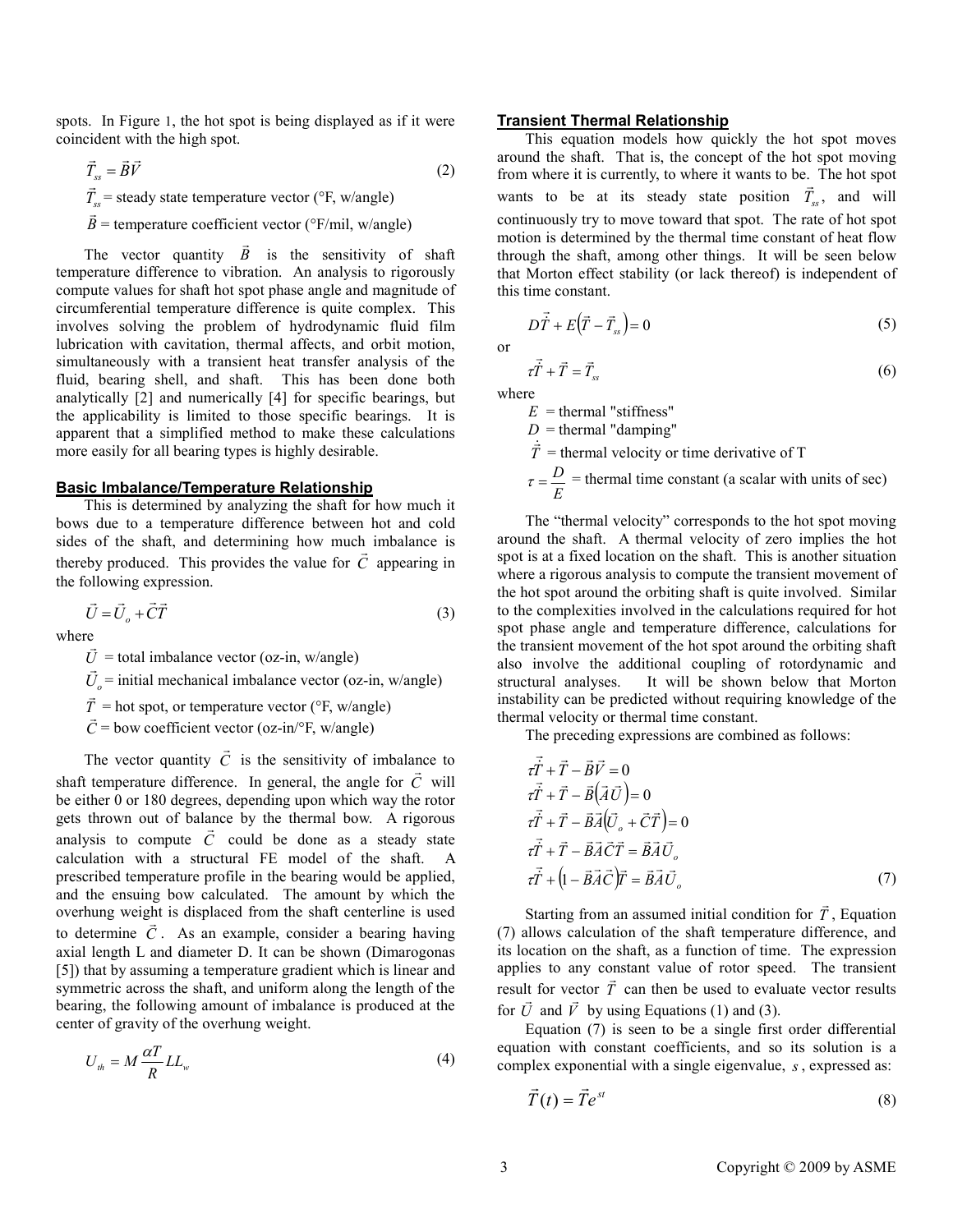spots. In Figure 1, the hot spot is being displayed as if it were coincident with the high spot.

$$\vec{T}_{ss} = \vec{B}\vec{V} \tag{2}$$

$\vec{T}_{ss}$ = steady state temperature vector (°F, w/angle)

$\vec{B}$ = temperature coefficient vector (°F/mil, w/angle)

The vector quantity $\vec{B}$ is the sensitivity of shaft temperature difference to vibration. An analysis to rigorously compute values for shaft hot spot phase angle and magnitude of circumferential temperature difference is quite complex. This involves solving the problem of hydrodynamic fluid film lubrication with cavitation, thermal affects, and orbit motion, simultaneously with a transient heat transfer analysis of the fluid, bearing shell, and shaft. This has been done both analytically [2] and numerically [4] for specific bearings, but the applicability is limited to those specific bearings. It is apparent that a simplified method to make these calculations more easily for all bearing types is highly desirable.

## Basic Imbalance/Temperature Relationship

This is determined by analyzing the shaft for how much it bows due to a temperature difference between hot and cold sides of the shaft, and determining how much imbalance is thereby produced. This provides the value for $\vec{C}$ appearing in the following expression.

$$\vec{U} = \vec{U}_o + \vec{C}\vec{T} \tag{3}$$

where

$\vec{U}$ = total imbalance vector (oz-in, w/angle)

$\vec{U}_o$ = initial mechanical imbalance vector (oz-in, w/angle)

$\vec{T}$ = hot spot, or temperature vector (°F, w/angle)

$\vec{C}$ = bow coefficient vector (oz-in/°F, w/angle)

The vector quantity $\vec{C}$ is the sensitivity of imbalance to shaft temperature difference. In general, the angle for $\vec{C}$ will be either 0 or 180 degrees, depending upon which way the rotor gets thrown out of balance by the thermal bow. A rigorous analysis to compute $\vec{C}$ could be done as a steady state calculation with a structural FE model of the shaft. A prescribed temperature profile in the bearing would be applied, and the ensuing bow calculated. The amount by which the overhung weight is displaced from the shaft centerline is used to determine $\vec{C}$. As an example, consider a bearing having axial length L and diameter D. It can be shown (Dimarogonas [5]) that by assuming a temperature gradient which is linear and symmetric across the shaft, and uniform along the length of the bearing, the following amount of imbalance is produced at the center of gravity of the overhung weight.

$$U_{th} = M\frac{\alpha T}{R}LL_w \tag{4}$$

## Transient Thermal Relationship

This equation models how quickly the hot spot moves around the shaft. That is, the concept of the hot spot moving from where it is currently, to where it wants to be. The hot spot wants to be at its steady state position $\vec{T}_{ss}$, and will continuously try to move toward that spot. The rate of hot spot motion is determined by the thermal time constant of heat flow through the shaft, among other things. It will be seen below that Morton effect stability (or lack thereof) is independent of this time constant.

$$D\dot{\vec{T}} + E\left(\vec{T} - \vec{T}_{ss}\right) = 0 \tag{5}$$

or

$$\tau\dot{\vec{T}} + \vec{T} = \vec{T}_{ss} \tag{6}$$

where

$E$ = thermal "stiffness"

$D$ = thermal "damping"

$\dot{\vec{T}}$ = thermal velocity or time derivative of T

$\tau = \dfrac{D}{E}$ = thermal time constant (a scalar with units of sec)

The "thermal velocity" corresponds to the hot spot moving around the shaft. A thermal velocity of zero implies the hot spot is at a fixed location on the shaft. This is another situation where a rigorous analysis to compute the transient movement of the hot spot around the orbiting shaft is quite involved. Similar to the complexities involved in the calculations required for hot spot phase angle and temperature difference, calculations for the transient movement of the hot spot around the orbiting shaft also involve the additional coupling of rotordynamic and structural analyses. It will be shown below that Morton instability can be predicted without requiring knowledge of the thermal velocity or thermal time constant.

The preceding expressions are combined as follows:

$$\begin{aligned}
&\tau\dot{\vec{T}} + \vec{T} - \vec{B}\vec{V} = 0 \\
&\tau\dot{\vec{T}} + \vec{T} - \vec{B}\left(\vec{A}\vec{U}\right) = 0 \\
&\tau\dot{\vec{T}} + \vec{T} - \vec{B}\vec{A}\left(\vec{U}_o + \vec{C}\vec{T}\right) = 0 \\
&\tau\dot{\vec{T}} + \vec{T} - \vec{B}\vec{A}\vec{C}\vec{T} = \vec{B}\vec{A}\vec{U}_o \\
&\tau\dot{\vec{T}} + \left(1 - \vec{B}\vec{A}\vec{C}\right)\vec{T} = \vec{B}\vec{A}\vec{U}_o
\end{aligned} \tag{7}$$

Starting from an assumed initial condition for $\vec{T}$, Equation (7) allows calculation of the shaft temperature difference, and its location on the shaft, as a function of time. The expression applies to any constant value of rotor speed. The transient result for vector $\vec{T}$ can then be used to evaluate vector results for $\vec{U}$ and $\vec{V}$ by using Equations (1) and (3).

Equation (7) is seen to be a single first order differential equation with constant coefficients, and so its solution is a complex exponential with a single eigenvalue, $s$, expressed as:

$$\vec{T}(t) = \vec{T}e^{st} \tag{8}$$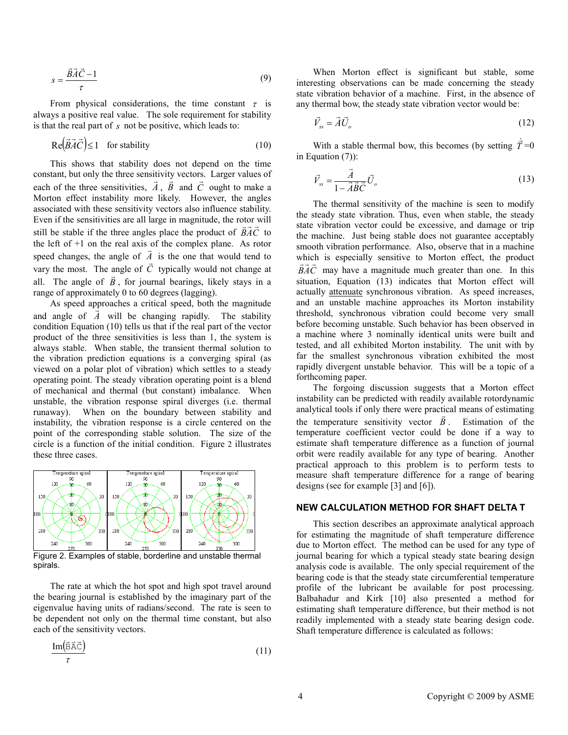$$s = \frac{\vec{B}\vec{A}\vec{C} - 1}{\tau} \tag{9}$$

From physical considerations, the time constant $\tau$ is always a positive real value. The sole requirement for stability is that the real part of $s$ not be positive, which leads to:

$$\mathrm{Re}\left(\vec{B}\vec{A}\vec{C}\right) \leq 1 \quad \text{for stability} \tag{10}$$

This shows that stability does not depend on the time constant, but only the three sensitivity vectors. Larger values of each of the three sensitivities, $\vec{A}$, $\vec{B}$ and $\vec{C}$ ought to make a Morton effect instability more likely. However, the angles associated with these sensitivity vectors also influence stability. Even if the sensitivities are all large in magnitude, the rotor will still be stable if the three angles place the product of $\vec{B}\vec{A}\vec{C}$ to the left of +1 on the real axis of the complex plane. As rotor speed changes, the angle of $\vec{A}$ is the one that would tend to vary the most. The angle of $\vec{C}$ typically would not change at all. The angle of $\vec{B}$, for journal bearings, likely stays in a range of approximately 0 to 60 degrees (lagging).

As speed approaches a critical speed, both the magnitude and angle of $\vec{A}$ will be changing rapidly. The stability condition Equation (10) tells us that if the real part of the vector product of the three sensitivities is less than 1, the system is always stable. When stable, the transient thermal solution to the vibration prediction equations is a converging spiral (as viewed on a polar plot of vibration) which settles to a steady operating point. The steady vibration operating point is a blend of mechanical and thermal (but constant) imbalance. When unstable, the vibration response spiral diverges (i.e. thermal runaway). When on the boundary between stability and instability, the vibration response is a circle centered on the point of the corresponding stable solution. The size of the circle is a function of the initial condition. Figure 2 illustrates these three cases.

Figure 2. Examples of stable, borderline and unstable thermal spirals.

The rate at which the hot spot and high spot travel around the bearing journal is established by the imaginary part of the eigenvalue having units of radians/second. The rate is seen to be dependent not only on the thermal time constant, but also each of the sensitivity vectors.

$$\frac{\mathrm{Im}\left(\vec{B}\vec{A}\vec{C}\right)}{\tau} \tag{11}$$

When Morton effect is significant but stable, some interesting observations can be made concerning the steady state vibration behavior of a machine. First, in the absence of any thermal bow, the steady state vibration vector would be:

$$\vec{V}_{ss} = \vec{A}\vec{U}_o \tag{12}$$

With a stable thermal bow, this becomes (by setting $\dot{\vec{T}}=0$ in Equation (7)):

$$\vec{V}_{ss} = \frac{\vec{A}}{1 - \vec{A}\vec{B}\vec{C}}\vec{U}_o \tag{13}$$

The thermal sensitivity of the machine is seen to modify the steady state vibration. Thus, even when stable, the steady state vibration vector could be excessive, and damage or trip the machine. Just being stable does not guarantee acceptably smooth vibration performance. Also, observe that in a machine which is especially sensitive to Morton effect, the product $\vec{B}\vec{A}\vec{C}$ may have a magnitude much greater than one. In this situation, Equation (13) indicates that Morton effect will actually attenuate synchronous vibration. As speed increases, and an unstable machine approaches its Morton instability threshold, synchronous vibration could become very small before becoming unstable. Such behavior has been observed in a machine where 3 nominally identical units were built and tested, and all exhibited Morton instability. The unit with by far the smallest synchronous vibration exhibited the most rapidly divergent unstable behavior. This will be a topic of a forthcoming paper.

The forgoing discussion suggests that a Morton effect instability can be predicted with readily available rotordynamic analytical tools if only there were practical means of estimating the temperature sensitivity vector $\vec{B}$. Estimation of the temperature coefficient vector could be done if a way to estimate shaft temperature difference as a function of journal orbit were readily available for any type of bearing. Another practical approach to this problem is to perform tests to measure shaft temperature difference for a range of bearing designs (see for example [3] and [6]).

## NEW CALCULATION METHOD FOR SHAFT DELTA T

This section describes an approximate analytical approach for estimating the magnitude of shaft temperature difference due to Morton effect. The method can be used for any type of journal bearing for which a typical steady state bearing design analysis code is available. The only special requirement of the bearing code is that the steady state circumferential temperature profile of the lubricant be available for post processing. Balbahadur and Kirk [10] also presented a method for estimating shaft temperature difference, but their method is not readily implemented with a steady state bearing design code. Shaft temperature difference is calculated as follows: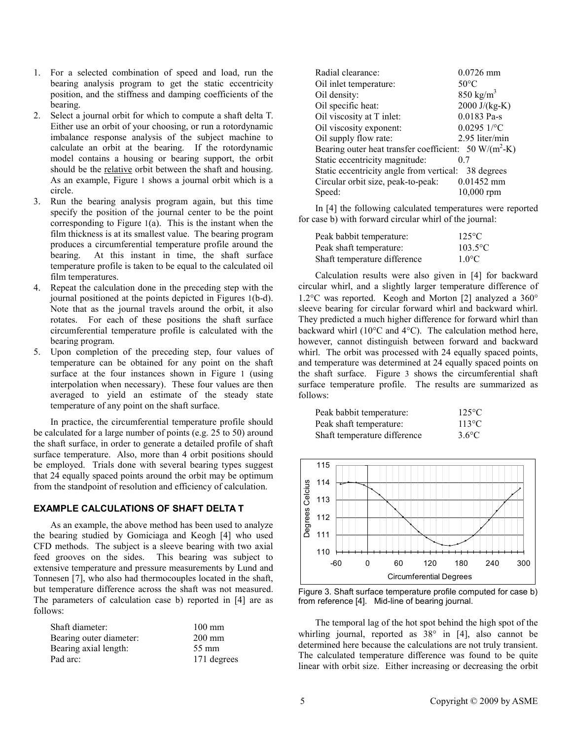1. For a selected combination of speed and load, run the bearing analysis program to get the static eccentricity position, and the stiffness and damping coefficients of the bearing.
2. Select a journal orbit for which to compute a shaft delta T. Either use an orbit of your choosing, or run a rotordynamic imbalance response analysis of the subject machine to calculate an orbit at the bearing. If the rotordynamic model contains a housing or bearing support, the orbit should be the relative orbit between the shaft and housing. As an example, Figure 1 shows a journal orbit which is a circle.
3. Run the bearing analysis program again, but this time specify the position of the journal center to be the point corresponding to Figure 1(a). This is the instant when the film thickness is at its smallest value. The bearing program produces a circumferential temperature profile around the bearing. At this instant in time, the shaft surface temperature profile is taken to be equal to the calculated oil film temperatures.
4. Repeat the calculation done in the preceding step with the journal positioned at the points depicted in Figures 1(b-d). Note that as the journal travels around the orbit, it also rotates. For each of these positions the shaft surface circumferential temperature profile is calculated with the bearing program.
5. Upon completion of the preceding step, four values of temperature can be obtained for any point on the shaft surface at the four instances shown in Figure 1 (using interpolation when necessary). These four values are then averaged to yield an estimate of the steady state temperature of any point on the shaft surface.

In practice, the circumferential temperature profile should be calculated for a large number of points (e.g. 25 to 50) around the shaft surface, in order to generate a detailed profile of shaft surface temperature. Also, more than 4 orbit positions should be employed. Trials done with several bearing types suggest that 24 equally spaced points around the orbit may be optimum from the standpoint of resolution and efficiency of calculation.

### EXAMPLE CALCULATIONS OF SHAFT DELTA T

As an example, the above method has been used to analyze the bearing studied by Gomiciaga and Keogh [4] who used CFD methods. The subject is a sleeve bearing with two axial feed grooves on the sides. This bearing was subject to extensive temperature and pressure measurements by Lund and Tonnesen [7], who also had thermocouples located in the shaft, but temperature difference across the shaft was not measured. The parameters of calculation case b) reported in [4] are as follows:

| Parameter | Value |
|---|---|
| Shaft diameter: | 100 mm |
| Bearing outer diameter: | 200 mm |
| Bearing axial length: | 55 mm |
| Pad arc: | 171 degrees |
| Radial clearance: | 0.0726 mm |
| Oil inlet temperature: | 50°C |
| Oil density: | 850 kg/m$^3$ |
| Oil specific heat: | 2000 J/(kg-K) |
| Oil viscosity at T inlet: | 0.0183 Pa-s |
| Oil viscosity exponent: | 0.0295 1/°C |
| Oil supply flow rate: | 2.95 liter/min |
| Bearing outer heat transfer coefficient: | 50 W/(m$^2$-K) |
| Static eccentricity magnitude: | 0.7 |
| Static eccentricity angle from vertical: | 38 degrees |
| Circular orbit size, peak-to-peak: | 0.01452 mm |
| Speed: | 10,000 rpm |

In [4] the following calculated temperatures were reported for case b) with forward circular whirl of the journal:

| | |
|---|---|
| Peak babbit temperature: | 125°C |
| Peak shaft temperature: | 103.5°C |
| Shaft temperature difference | 1.0°C |

Calculation results were also given in [4] for backward circular whirl, and a slightly larger temperature difference of 1.2°C was reported. Keogh and Morton [2] analyzed a 360° sleeve bearing for circular forward whirl and backward whirl. They predicted a much higher difference for forward whirl than backward whirl (10°C and 4°C). The calculation method here, however, cannot distinguish between forward and backward whirl. The orbit was processed with 24 equally spaced points, and temperature was determined at 24 equally spaced points on the shaft surface. Figure 3 shows the circumferential shaft surface temperature profile. The results are summarized as follows:

| | |
|---|---|
| Peak babbit temperature: | 125°C |
| Peak shaft temperature: | 113°C |
| Shaft temperature difference | 3.6°C |

Figure 3. Shaft surface temperature profile computed for case b) from reference [4]. Mid-line of bearing journal.

The temporal lag of the hot spot behind the high spot of the whirling journal, reported as 38° in [4], also cannot be determined here because the calculations are not truly transient. The calculated temperature difference was found to be quite linear with orbit size. Either increasing or decreasing the orbit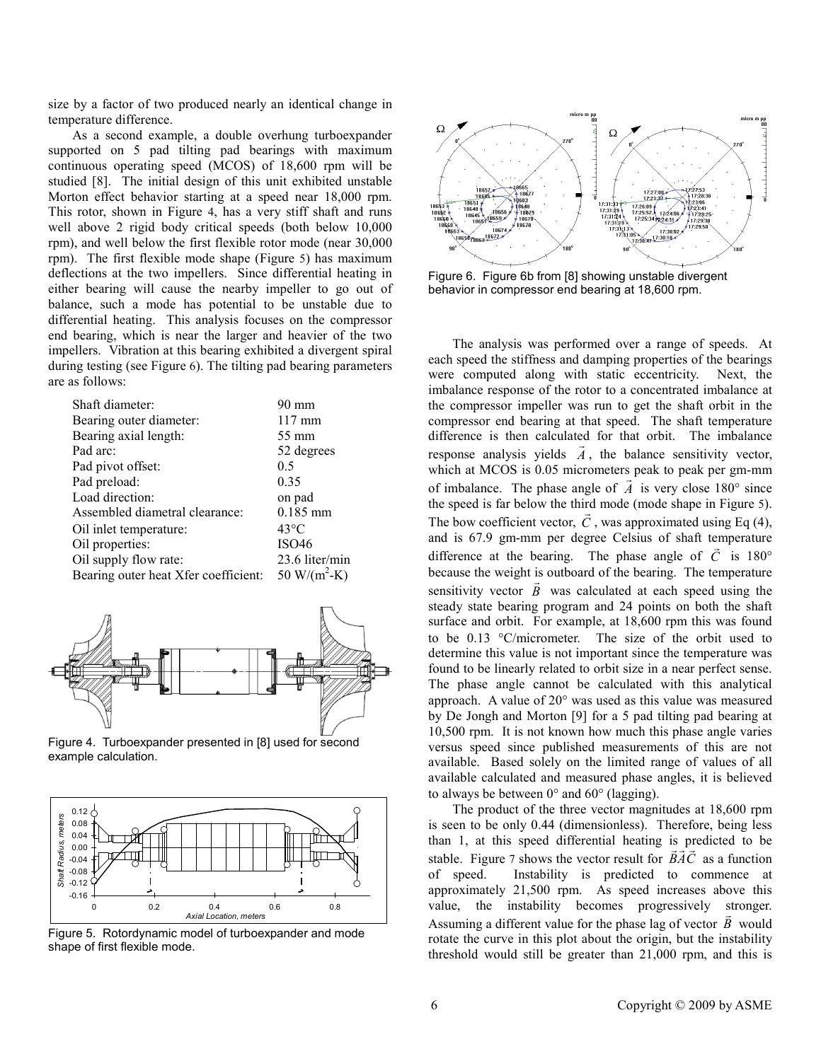size by a factor of two produced nearly an identical change in temperature difference.

As a second example, a double overhung turboexpander supported on 5 pad tilting pad bearings with maximum continuous operating speed (MCOS) of 18,600 rpm will be studied [8]. The initial design of this unit exhibited unstable Morton effect behavior starting at a speed near 18,000 rpm. This rotor, shown in Figure 4, has a very stiff shaft and runs well above 2 rigid body critical speeds (both below 10,000 rpm), and well below the first flexible rotor mode (near 30,000 rpm). The first flexible mode shape (Figure 5) has maximum deflections at the two impellers. Since differential heating in either bearing will cause the nearby impeller to go out of balance, such a mode has potential to be unstable due to differential heating. This analysis focuses on the compressor end bearing, which is near the larger and heavier of the two impellers. Vibration at this bearing exhibited a divergent spiral during testing (see Figure 6). The tilting pad bearing parameters are as follows:

| | |
|---|---|
| Shaft diameter: | 90 mm |
| Bearing outer diameter: | 117 mm |
| Bearing axial length: | 55 mm |
| Pad arc: | 52 degrees |
| Pad pivot offset: | 0.5 |
| Pad preload: | 0.35 |
| Load direction: | on pad |
| Assembled diametral clearance: | 0.185 mm |
| Oil inlet temperature: | 43°C |
| Oil properties: | ISO46 |
| Oil supply flow rate: | 23.6 liter/min |
| Bearing outer heat Xfer coefficient: | 50 W/($m^2$-K) |

Figure 4. Turboexpander presented in [8] used for second example calculation.

Figure 5. Rotordynamic model of turboexpander and mode shape of first flexible mode.

Figure 6. Figure 6b from [8] showing unstable divergent behavior in compressor end bearing at 18,600 rpm.

The analysis was performed over a range of speeds. At each speed the stiffness and damping properties of the bearings were computed along with static eccentricity. Next, the imbalance response of the rotor to a concentrated imbalance at the compressor impeller was run to get the shaft orbit in the compressor end bearing at that speed. The shaft temperature difference is then calculated for that orbit. The imbalance response analysis yields $\vec{A}$, the balance sensitivity vector, which at MCOS is 0.05 micrometers peak to peak per gm-mm of imbalance. The phase angle of $\vec{A}$ is very close 180° since the speed is far below the third mode (mode shape in Figure 5). The bow coefficient vector, $\vec{C}$, was approximated using Eq (4), and is 67.9 gm-mm per degree Celsius of shaft temperature difference at the bearing. The phase angle of $\vec{C}$ is 180° because the weight is outboard of the bearing. The temperature sensitivity vector $\vec{B}$ was calculated at each speed using the steady state bearing program and 24 points on both the shaft surface and orbit. For example, at 18,600 rpm this was found to be 0.13 °C/micrometer. The size of the orbit used to determine this value is not important since the temperature was found to be linearly related to orbit size in a near perfect sense. The phase angle cannot be calculated with this analytical approach. A value of 20° was used as this value was measured by De Jongh and Morton [9] for a 5 pad tilting pad bearing at 10,500 rpm. It is not known how much this phase angle varies versus speed since published measurements of this are not available. Based solely on the limited range of values of all available calculated and measured phase angles, it is believed to always be between 0° and 60° (lagging).

The product of the three vector magnitudes at 18,600 rpm is seen to be only 0.44 (dimensionless). Therefore, being less than 1, at this speed differential heating is predicted to be stable. Figure 7 shows the vector result for $\vec{B}\vec{A}\vec{C}$ as a function of speed. Instability is predicted to commence at approximately 21,500 rpm. As speed increases above this value, the instability becomes progressively stronger. Assuming a different value for the phase lag of vector $\vec{B}$ would rotate the curve in this plot about the origin, but the instability threshold would still be greater than 21,000 rpm, and this is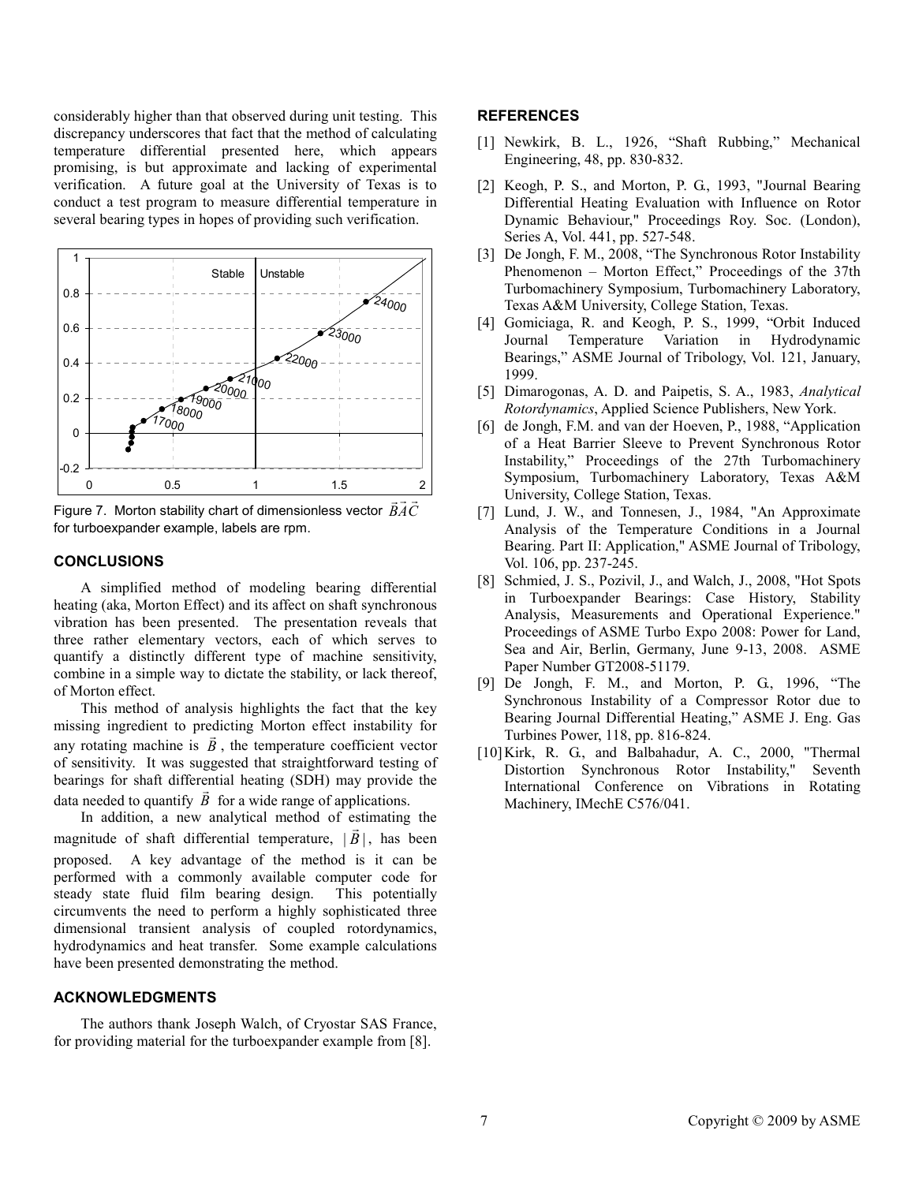considerably higher than that observed during unit testing. This discrepancy underscores that fact that the method of calculating temperature differential presented here, which appears promising, is but approximate and lacking of experimental verification. A future goal at the University of Texas is to conduct a test program to measure differential temperature in several bearing types in hopes of providing such verification.

1
0.8
0.6
0.4
0.2
0
-0.2
0 0.5 1 1.5 2
Stable Unstable
17000
18000
19000
20000
21000
22000
23000
24000

Figure 7. Morton stability chart of dimensionless vector $\vec{B}\vec{A}\vec{C}$ for turboexpander example, labels are rpm.

## CONCLUSIONS

A simplified method of modeling bearing differential heating (aka, Morton Effect) and its affect on shaft synchronous vibration has been presented. The presentation reveals that three rather elementary vectors, each of which serves to quantify a distinctly different type of machine sensitivity, combine in a simple way to dictate the stability, or lack thereof, of Morton effect.

This method of analysis highlights the fact that the key missing ingredient to predicting Morton effect instability for any rotating machine is $\vec{B}$, the temperature coefficient vector of sensitivity. It was suggested that straightforward testing of bearings for shaft differential heating (SDH) may provide the data needed to quantify $\vec{B}$ for a wide range of applications.

In addition, a new analytical method of estimating the magnitude of shaft differential temperature, $|\vec{B}|$, has been proposed. A key advantage of the method is it can be performed with a commonly available computer code for steady state fluid film bearing design. This potentially circumvents the need to perform a highly sophisticated three dimensional transient analysis of coupled rotordynamics, hydrodynamics and heat transfer. Some example calculations have been presented demonstrating the method.

## ACKNOWLEDGMENTS

The authors thank Joseph Walch, of Cryostar SAS France, for providing material for the turboexpander example from [8].

## REFERENCES

[1] Newkirk, B. L., 1926, "Shaft Rubbing," Mechanical Engineering, 48, pp. 830-832.

[2] Keogh, P. S., and Morton, P. G., 1993, "Journal Bearing Differential Heating Evaluation with Influence on Rotor Dynamic Behaviour," Proceedings Roy. Soc. (London), Series A, Vol. 441, pp. 527-548.

[3] De Jongh, F. M., 2008, "The Synchronous Rotor Instability Phenomenon – Morton Effect," Proceedings of the 37th Turbomachinery Symposium, Turbomachinery Laboratory, Texas A&M University, College Station, Texas.

[4] Gomiciaga, R. and Keogh, P. S., 1999, "Orbit Induced Journal Temperature Variation in Hydrodynamic Bearings," ASME Journal of Tribology, Vol. 121, January, 1999.

[5] Dimarogonas, A. D. and Paipetis, S. A., 1983, *Analytical Rotordynamics*, Applied Science Publishers, New York.

[6] de Jongh, F.M. and van der Hoeven, P., 1988, "Application of a Heat Barrier Sleeve to Prevent Synchronous Rotor Instability," Proceedings of the 27th Turbomachinery Symposium, Turbomachinery Laboratory, Texas A&M University, College Station, Texas.

[7] Lund, J. W., and Tonnesen, J., 1984, "An Approximate Analysis of the Temperature Conditions in a Journal Bearing. Part II: Application," ASME Journal of Tribology, Vol. 106, pp. 237-245.

[8] Schmied, J. S., Pozivil, J., and Walch, J., 2008, "Hot Spots in Turboexpander Bearings: Case History, Stability Analysis, Measurements and Operational Experience." Proceedings of ASME Turbo Expo 2008: Power for Land, Sea and Air, Berlin, Germany, June 9-13, 2008. ASME Paper Number GT2008-51179.

[9] De Jongh, F. M., and Morton, P. G., 1996, "The Synchronous Instability of a Compressor Rotor due to Bearing Journal Differential Heating," ASME J. Eng. Gas Turbines Power, 118, pp. 816-824.

[10] Kirk, R. G., and Balbahadur, A. C., 2000, "Thermal Distortion Synchronous Rotor Instability," Seventh International Conference on Vibrations in Rotating Machinery, IMechE C576/041.